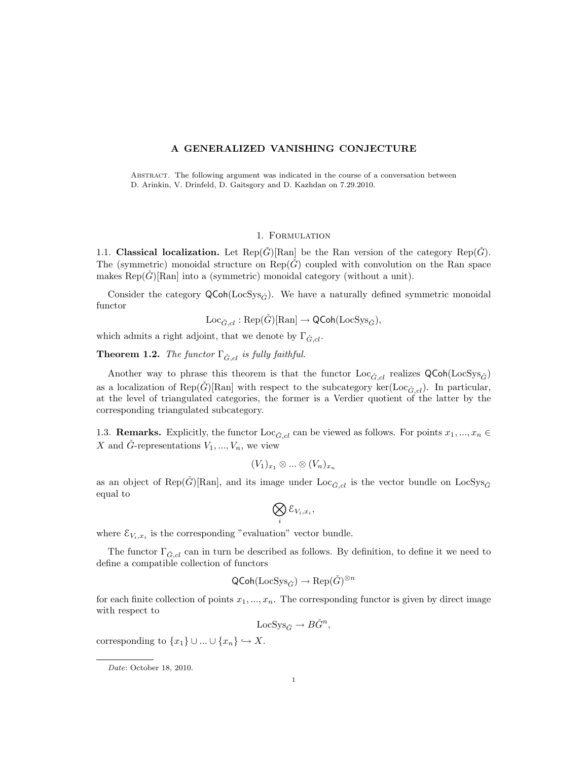# A GENERALIZED VANISHING CONJECTURE

Abstract. The following argument was indicated in the course of a conversation between D. Arinkin, V. Drinfeld, D. Gaitsgory and D. Kazhdan on 7.29.2010.

## 1. Formulation

1.1. **Classical localization.** Let $\mathrm{Rep}(\check{G})[\mathrm{Ran}]$ be the Ran version of the category $\mathrm{Rep}(\check{G})$. The (symmetric) monoidal structure on $\mathrm{Rep}(\check{G})$ coupled with convolution on the Ran space makes $\mathrm{Rep}(\check{G})[\mathrm{Ran}]$ into a (symmetric) monoidal category (without a unit).

Consider the category $\mathsf{QCoh}(\mathrm{LocSys}_{\check{G}})$. We have a naturally defined symmetric monoidal functor

$$\mathrm{Loc}_{\check{G},cl} : \mathrm{Rep}(\check{G})[\mathrm{Ran}] \to \mathsf{QCoh}(\mathrm{LocSys}_{\check{G}}),$$

which admits a right adjoint, that we denote by $\Gamma_{\check{G},cl}$.

**Theorem 1.2.** *The functor $\Gamma_{\check{G},cl}$ is fully faithful.*

Another way to phrase this theorem is that the functor $\mathrm{Loc}_{\check{G},cl}$ realizes $\mathsf{QCoh}(\mathrm{LocSys}_{\check{G}})$ as a localization of $\mathrm{Rep}(\check{G})[\mathrm{Ran}]$ with respect to the subcategory $\ker(\mathrm{Loc}_{\check{G},cl})$. In particular, at the level of triangulated categories, the former is a Verdier quotient of the latter by the corresponding triangulated subcategory.

1.3. **Remarks.** Explicitly, the functor $\mathrm{Loc}_{\check{G},cl}$ can be viewed as follows. For points $x_1, ..., x_n \in X$ and $\check{G}$-representations $V_1, ..., V_n$, we view

$$(V_1)_{x_1} \otimes ... \otimes (V_n)_{x_n}$$

as an object of $\mathrm{Rep}(\check{G})[\mathrm{Ran}]$, and its image under $\mathrm{Loc}_{\check{G},cl}$ is the vector bundle on $\mathrm{LocSys}_{\check{G}}$ equal to

$$\bigotimes_i \mathcal{E}_{V_i,x_i},$$

where $\mathcal{E}_{V_i,x_i}$ is the corresponding "evaluation" vector bundle.

The functor $\Gamma_{\check{G},cl}$ can in turn be described as follows. By definition, to define it we need to define a compatible collection of functors

$$\mathsf{QCoh}(\mathrm{LocSys}_{\check{G}}) \to \mathrm{Rep}(\check{G})^{\otimes n}$$

for each finite collection of points $x_1, ..., x_n$. The corresponding functor is given by direct image with respect to

$$\mathrm{LocSys}_{\check{G}} \to B\check{G}^n,$$

corresponding to $\{x_1\} \cup ... \cup \{x_n\} \hookrightarrow X$.

*Date*: October 18, 2010.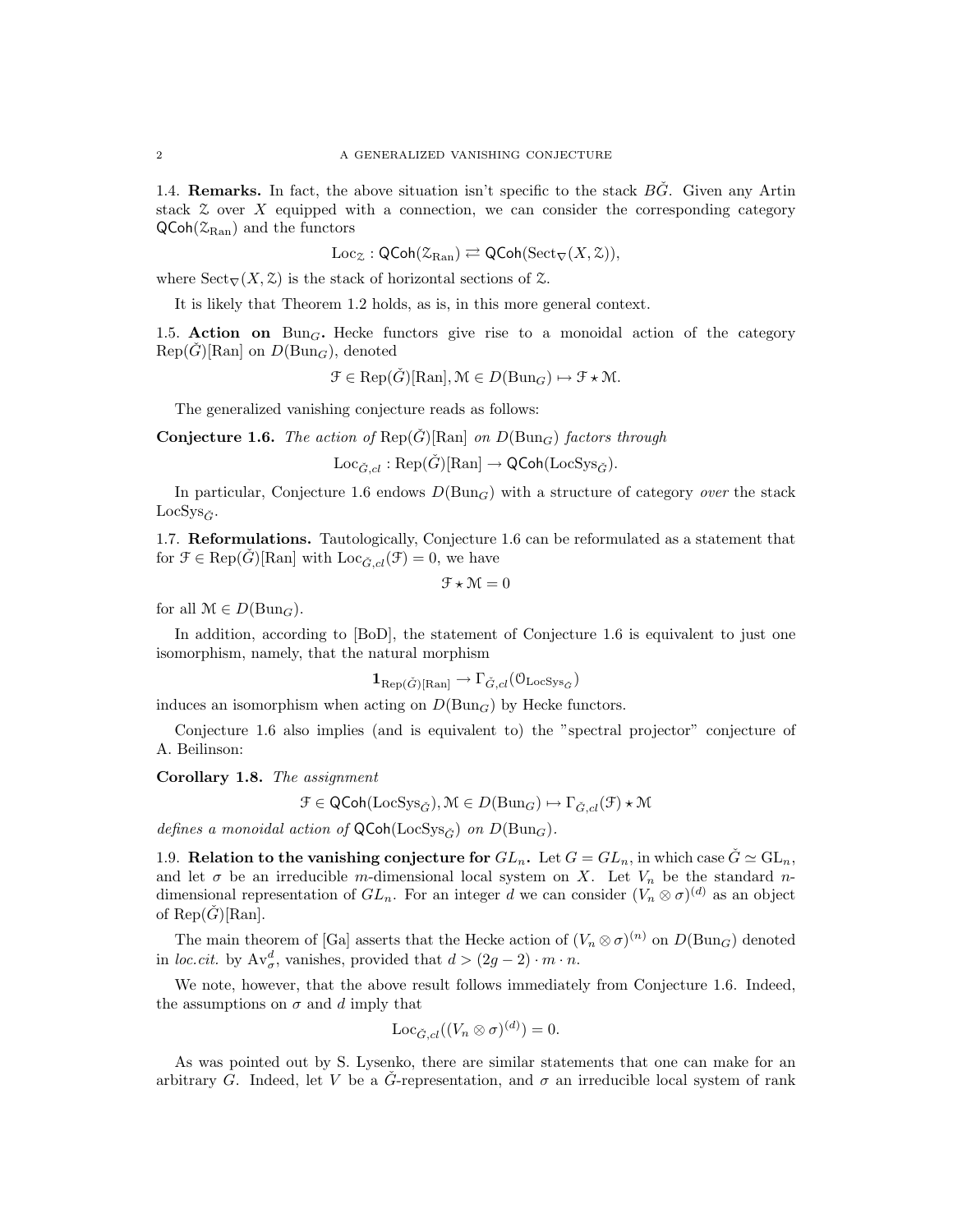1.4. **Remarks.** In fact, the above situation isn't specific to the stack $B\check{G}$. Given any Artin stack $\mathcal{Z}$ over $X$ equipped with a connection, we can consider the corresponding category $\mathsf{QCoh}(\mathcal{Z}_{\mathrm{Ran}})$ and the functors

$$\mathrm{Loc}_{\mathcal{Z}} : \mathsf{QCoh}(\mathcal{Z}_{\mathrm{Ran}}) \rightleftarrows \mathsf{QCoh}(\mathrm{Sect}_{\nabla}(X, \mathcal{Z})),$$

where $\mathrm{Sect}_{\nabla}(X, \mathcal{Z})$ is the stack of horizontal sections of $\mathcal{Z}$.

It is likely that Theorem 1.2 holds, as is, in this more general context.

1.5. **Action on $\mathrm{Bun}_G$.** Hecke functors give rise to a monoidal action of the category $\mathrm{Rep}(\check{G})[\mathrm{Ran}]$ on $D(\mathrm{Bun}_G)$, denoted

$$\mathcal{F} \in \mathrm{Rep}(\check{G})[\mathrm{Ran}], \mathcal{M} \in D(\mathrm{Bun}_G) \mapsto \mathcal{F} \star \mathcal{M}.$$

The generalized vanishing conjecture reads as follows:

**Conjecture 1.6.** *The action of* $\mathrm{Rep}(\check{G})[\mathrm{Ran}]$ *on* $D(\mathrm{Bun}_G)$ *factors through*

$$\mathrm{Loc}_{\check{G},cl} : \mathrm{Rep}(\check{G})[\mathrm{Ran}] \to \mathsf{QCoh}(\mathrm{LocSys}_{\check{G}}).$$

In particular, Conjecture 1.6 endows $D(\mathrm{Bun}_G)$ with a structure of category *over* the stack $\mathrm{LocSys}_{\check{G}}$.

1.7. **Reformulations.** Tautologically, Conjecture 1.6 can be reformulated as a statement that for $\mathcal{F} \in \mathrm{Rep}(\check{G})[\mathrm{Ran}]$ with $\mathrm{Loc}_{\check{G},cl}(\mathcal{F}) = 0$, we have

$$\mathcal{F} \star \mathcal{M} = 0$$

for all $\mathcal{M} \in D(\mathrm{Bun}_G)$.

In addition, according to [BoD], the statement of Conjecture 1.6 is equivalent to just one isomorphism, namely, that the natural morphism

$$\mathbf{1}_{\mathrm{Rep}(\check{G})[\mathrm{Ran}]} \to \Gamma_{\check{G},cl}(\mathcal{O}_{\mathrm{LocSys}_{\check{G}}})$$

induces an isomorphism when acting on $D(\mathrm{Bun}_G)$ by Hecke functors.

Conjecture 1.6 also implies (and is equivalent to) the "spectral projector" conjecture of A. Beilinson:

**Corollary 1.8.** *The assignment*

$$\mathcal{F} \in \mathsf{QCoh}(\mathrm{LocSys}_{\check{G}}), \mathcal{M} \in D(\mathrm{Bun}_G) \mapsto \Gamma_{\check{G},cl}(\mathcal{F}) \star \mathcal{M}$$

*defines a monoidal action of* $\mathsf{QCoh}(\mathrm{LocSys}_{\check{G}})$ *on* $D(\mathrm{Bun}_G)$.

1.9. **Relation to the vanishing conjecture for $GL_n$.** Let $G = GL_n$, in which case $\check{G} \simeq \mathrm{GL}_n$, and let $\sigma$ be an irreducible $m$-dimensional local system on $X$. Let $V_n$ be the standard $n$-dimensional representation of $GL_n$. For an integer $d$ we can consider $(V_n \otimes \sigma)^{(d)}$ as an object of $\mathrm{Rep}(\check{G})[\mathrm{Ran}]$.

The main theorem of [Ga] asserts that the Hecke action of $(V_n \otimes \sigma)^{(n)}$ on $D(\mathrm{Bun}_G)$ denoted in *loc.cit.* by $\mathrm{Av}^d_\sigma$, vanishes, provided that $d > (2g-2) \cdot m \cdot n$.

We note, however, that the above result follows immediately from Conjecture 1.6. Indeed, the assumptions on $\sigma$ and $d$ imply that

$$\mathrm{Loc}_{\check{G},cl}((V_n \otimes \sigma)^{(d)}) = 0.$$

As was pointed out by S. Lysenko, there are similar statements that one can make for an arbitrary $G$. Indeed, let $V$ be a $\check{G}$-representation, and $\sigma$ an irreducible local system of rank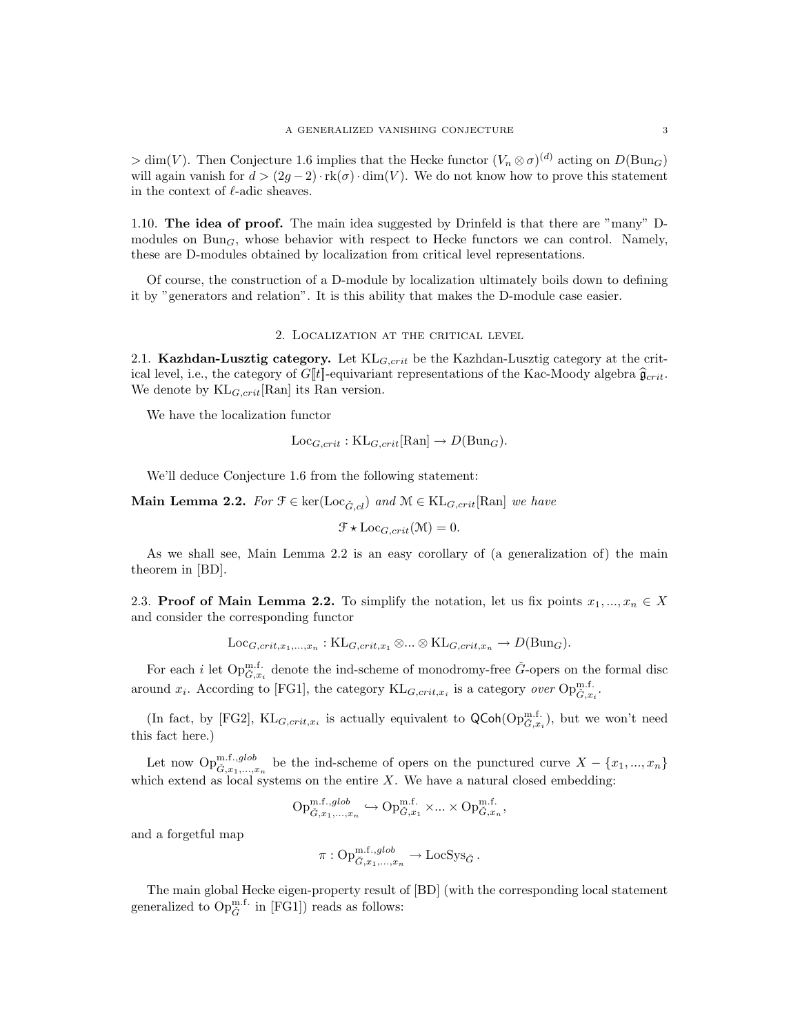$> \dim(V)$. Then Conjecture 1.6 implies that the Hecke functor $(V_n \otimes \sigma)^{(d)}$ acting on $D(\mathrm{Bun}_G)$ will again vanish for $d > (2g-2) \cdot \mathrm{rk}(\sigma) \cdot \dim(V)$. We do not know how to prove this statement in the context of $\ell$-adic sheaves.

1.10. **The idea of proof.** The main idea suggested by Drinfeld is that there are "many" D-modules on $\mathrm{Bun}_G$, whose behavior with respect to Hecke functors we can control. Namely, these are D-modules obtained by localization from critical level representations.

Of course, the construction of a D-module by localization ultimately boils down to defining it by "generators and relation". It is this ability that makes the D-module case easier.

## 2. Localization at the critical level

2.1. **Kazhdan-Lusztig category.** Let $\mathrm{KL}_{G,crit}$ be the Kazhdan-Lusztig category at the critical level, i.e., the category of $G[\![t]\!]$-equivariant representations of the Kac-Moody algebra $\widehat{\mathfrak{g}}_{crit}$. We denote by $\mathrm{KL}_{G,crit}[\mathrm{Ran}]$ its Ran version.

We have the localization functor

$$\mathrm{Loc}_{G,crit} : \mathrm{KL}_{G,crit}[\mathrm{Ran}] \to D(\mathrm{Bun}_G).$$

We'll deduce Conjecture 1.6 from the following statement:

**Main Lemma 2.2.** *For $\mathcal{F} \in \ker(\mathrm{Loc}_{\check{G},cl})$ and $\mathcal{M} \in \mathrm{KL}_{G,crit}[\mathrm{Ran}]$ we have*

$$\mathcal{F} \star \mathrm{Loc}_{G,crit}(\mathcal{M}) = 0.$$

As we shall see, Main Lemma 2.2 is an easy corollary of (a generalization of) the main theorem in [BD].

2.3. **Proof of Main Lemma 2.2.** To simplify the notation, let us fix points $x_1, ..., x_n \in X$ and consider the corresponding functor

$$\mathrm{Loc}_{G,crit,x_1,...,x_n} : \mathrm{KL}_{G,crit,x_1} \otimes ... \otimes \mathrm{KL}_{G,crit,x_n} \to D(\mathrm{Bun}_G).$$

For each $i$ let $\mathrm{Op}^{\mathrm{m.f.}}_{\check{G},x_i}$ denote the ind-scheme of monodromy-free $\check{G}$-opers on the formal disc around $x_i$. According to [FG1], the category $\mathrm{KL}_{G,crit,x_i}$ is a category *over* $\mathrm{Op}^{\mathrm{m.f.}}_{\check{G},x_i}$.

(In fact, by [FG2], $\mathrm{KL}_{G,crit,x_i}$ is actually equivalent to $\mathsf{QCoh}(\mathrm{Op}^{\mathrm{m.f.}}_{\check{G},x_i})$, but we won't need this fact here.)

Let now $\mathrm{Op}^{\mathrm{m.f.},glob}_{\check{G},x_1,...,x_n}$ be the ind-scheme of opers on the punctured curve $X - \{x_1, ..., x_n\}$ which extend as local systems on the entire $X$. We have a natural closed embedding:

$$\mathrm{Op}^{\mathrm{m.f.},glob}_{\check{G},x_1,...,x_n} \hookrightarrow \mathrm{Op}^{\mathrm{m.f.}}_{\check{G},x_1} \times ... \times \mathrm{Op}^{\mathrm{m.f.}}_{\check{G},x_n},$$

and a forgetful map

$$\pi : \mathrm{Op}^{\mathrm{m.f.},glob}_{\check{G},x_1,...,x_n} \to \mathrm{LocSys}_{\check{G}}.$$

The main global Hecke eigen-property result of [BD] (with the corresponding local statement generalized to $\mathrm{Op}^{\mathrm{m.f.}}_{\check{G}}$ in [FG1]) reads as follows: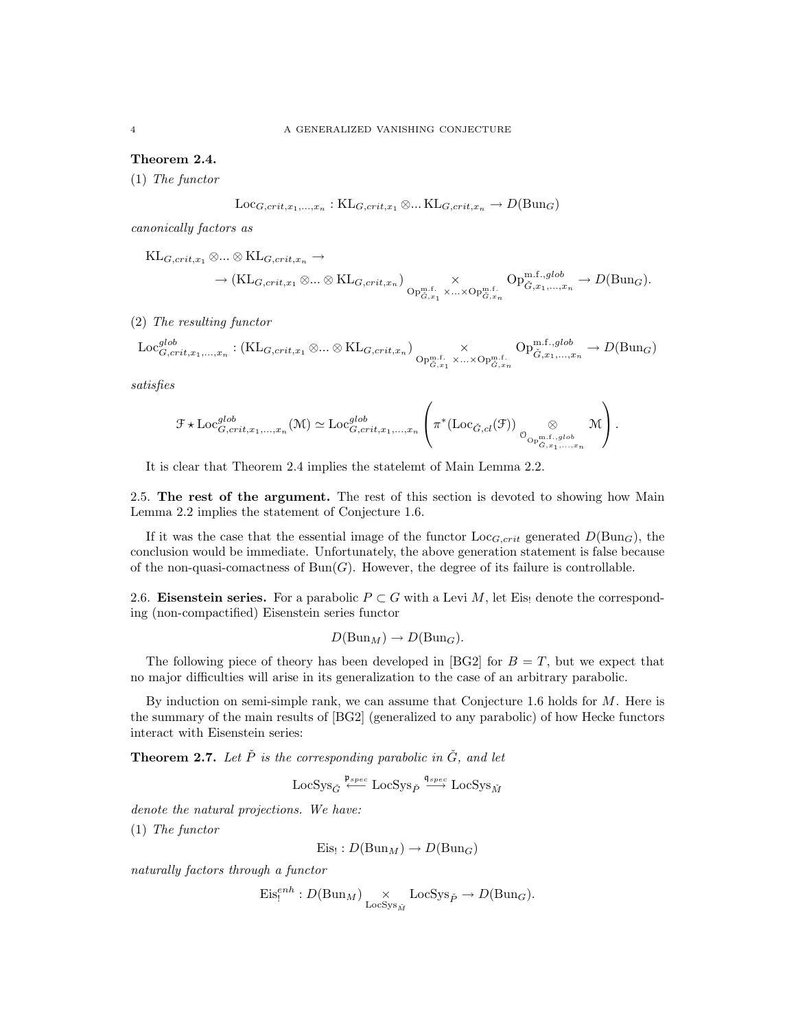**Theorem 2.4.**

(1) *The functor*

$$\mathrm{Loc}_{G,crit,x_1,...,x_n} : \mathrm{KL}_{G,crit,x_1} \otimes ... \mathrm{KL}_{G,crit,x_n} \to D(\mathrm{Bun}_G)$$

*canonically factors as*

$$\mathrm{KL}_{G,crit,x_1} \otimes ... \otimes \mathrm{KL}_{G,crit,x_n} \to$$
$$\to (\mathrm{KL}_{G,crit,x_1} \otimes ... \otimes \mathrm{KL}_{G,crit,x_n}) \underset{\mathrm{Op}^{\mathrm{m.f.}}_{\check{G},x_1} \times ... \times \mathrm{Op}^{\mathrm{m.f.}}_{\check{G},x_n}}{\times} \mathrm{Op}^{\mathrm{m.f.},glob}_{\check{G},x_1,...,x_n} \to D(\mathrm{Bun}_G).$$

(2) *The resulting functor*

$$\mathrm{Loc}^{glob}_{G,crit,x_1,...,x_n} : (\mathrm{KL}_{G,crit,x_1} \otimes ... \otimes \mathrm{KL}_{G,crit,x_n}) \underset{\mathrm{Op}^{\mathrm{m.f.}}_{\check{G},x_1} \times ... \times \mathrm{Op}^{\mathrm{m.f.}}_{\check{G},x_n}}{\times} \mathrm{Op}^{\mathrm{m.f.},glob}_{\check{G},x_1,...,x_n} \to D(\mathrm{Bun}_G)$$

*satisfies*

$$\mathcal{F} \star \mathrm{Loc}^{glob}_{G,crit,x_1,...,x_n}(\mathcal{M}) \simeq \mathrm{Loc}^{glob}_{G,crit,x_1,...,x_n}\left(\pi^*(\mathrm{Loc}_{\check{G},cl}(\mathcal{F})) \underset{\mathcal{O}_{\mathrm{Op}^{\mathrm{m.f.},glob}_{\check{G},x_1,...,x_n}}}{\otimes} \mathcal{M}\right).$$

It is clear that Theorem 2.4 implies the statelemt of Main Lemma 2.2.

2.5. **The rest of the argument.** The rest of this section is devoted to showing how Main Lemma 2.2 implies the statement of Conjecture 1.6.

If it was the case that the essential image of the functor $\mathrm{Loc}_{G,crit}$ generated $D(\mathrm{Bun}_G)$, the conclusion would be immediate. Unfortunately, the above generation statement is false because of the non-quasi-comactness of $\mathrm{Bun}(G)$. However, the degree of its failure is controllable.

2.6. **Eisenstein series.** For a parabolic $P \subset G$ with a Levi $M$, let $\mathrm{Eis}_!$ denote the corresponding (non-compactified) Eisenstein series functor

$$D(\mathrm{Bun}_M) \to D(\mathrm{Bun}_G).$$

The following piece of theory has been developed in [BG2] for $B = T$, but we expect that no major difficulties will arise in its generalization to the case of an arbitrary parabolic.

By induction on semi-simple rank, we can assume that Conjecture 1.6 holds for $M$. Here is the summary of the main results of [BG2] (generalized to any parabolic) of how Hecke functors interact with Eisenstein series:

**Theorem 2.7.** *Let $\check{P}$ is the corresponding parabolic in $\check{G}$, and let*

$$\mathrm{LocSys}_{\check{G}} \overset{\mathfrak{p}_{spec}}{\longleftarrow} \mathrm{LocSys}_{\check{P}} \overset{\mathfrak{q}_{spec}}{\longrightarrow} \mathrm{LocSys}_{\check{M}}$$

*denote the natural projections. We have:*

(1) *The functor*

$$\mathrm{Eis}_! : D(\mathrm{Bun}_M) \to D(\mathrm{Bun}_G)$$

*naturally factors through a functor*

$$\mathrm{Eis}^{enh}_! : D(\mathrm{Bun}_M) \underset{\mathrm{LocSys}_{\check{M}}}{\times} \mathrm{LocSys}_{\check{P}} \to D(\mathrm{Bun}_G).$$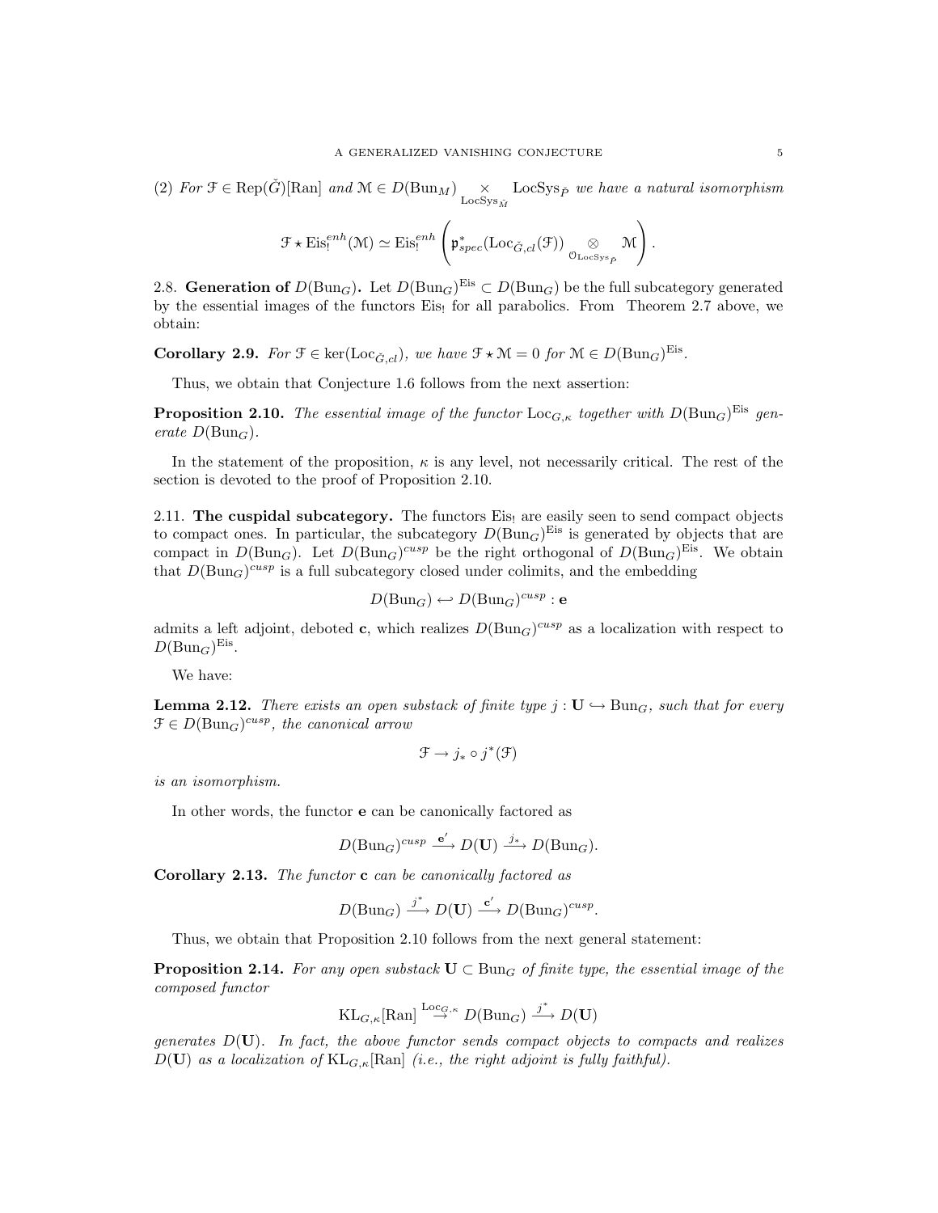(2) *For $\mathcal{F} \in \mathrm{Rep}(\check{G})[\mathrm{Ran}]$ and $\mathcal{M} \in D(\mathrm{Bun}_M) \underset{\mathrm{LocSys}_{\check{M}}}{\times} \mathrm{LocSys}_{\check{P}}$ we have a natural isomorphism*

$$\mathcal{F} \star \mathrm{Eis}_!^{enh}(\mathcal{M}) \simeq \mathrm{Eis}_!^{enh}\left(\mathfrak{p}^*_{spec}(\mathrm{Loc}_{\check{G},cl}(\mathcal{F})) \underset{\mathcal{O}_{\mathrm{LocSys}_{\check{P}}}}{\otimes} \mathcal{M}\right).$$

2.8. **Generation of $D(\mathrm{Bun}_G)$.** Let $D(\mathrm{Bun}_G)^{\mathrm{Eis}} \subset D(\mathrm{Bun}_G)$ be the full subcategory generated by the essential images of the functors $\mathrm{Eis}_!$ for all parabolics. From Theorem 2.7 above, we obtain:

**Corollary 2.9.** *For $\mathcal{F} \in \ker(\mathrm{Loc}_{\check{G},cl})$, we have $\mathcal{F} \star \mathcal{M} = 0$ for $\mathcal{M} \in D(\mathrm{Bun}_G)^{\mathrm{Eis}}$.*

Thus, we obtain that Conjecture 1.6 follows from the next assertion:

**Proposition 2.10.** *The essential image of the functor $\mathrm{Loc}_{G,\kappa}$ together with $D(\mathrm{Bun}_G)^{\mathrm{Eis}}$ generate $D(\mathrm{Bun}_G)$.*

In the statement of the proposition, $\kappa$ is any level, not necessarily critical. The rest of the section is devoted to the proof of Proposition 2.10.

2.11. **The cuspidal subcategory.** The functors $\mathrm{Eis}_!$ are easily seen to send compact objects to compact ones. In particular, the subcategory $D(\mathrm{Bun}_G)^{\mathrm{Eis}}$ is generated by objects that are compact in $D(\mathrm{Bun}_G)$. Let $D(\mathrm{Bun}_G)^{cusp}$ be the right orthogonal of $D(\mathrm{Bun}_G)^{\mathrm{Eis}}$. We obtain that $D(\mathrm{Bun}_G)^{cusp}$ is a full subcategory closed under colimits, and the embedding

$$D(\mathrm{Bun}_G) \hookleftarrow D(\mathrm{Bun}_G)^{cusp} : \mathbf{e}$$

admits a left adjoint, deboted $\mathbf{c}$, which realizes $D(\mathrm{Bun}_G)^{cusp}$ as a localization with respect to $D(\mathrm{Bun}_G)^{\mathrm{Eis}}$.

We have:

**Lemma 2.12.** *There exists an open substack of finite type $j : \mathbf{U} \hookrightarrow \mathrm{Bun}_G$, such that for every $\mathcal{F} \in D(\mathrm{Bun}_G)^{cusp}$, the canonical arrow*

$$\mathcal{F} \to j_* \circ j^*(\mathcal{F})$$

*is an isomorphism.*

In other words, the functor $\mathbf{e}$ can be canonically factored as

$$D(\mathrm{Bun}_G)^{cusp} \xrightarrow{\mathbf{e}'} D(\mathbf{U}) \xrightarrow{j_*} D(\mathrm{Bun}_G).$$

**Corollary 2.13.** *The functor $\mathbf{c}$ can be canonically factored as*

$$D(\mathrm{Bun}_G) \xrightarrow{j^*} D(\mathbf{U}) \xrightarrow{\mathbf{c}'} D(\mathrm{Bun}_G)^{cusp}.$$

Thus, we obtain that Proposition 2.10 follows from the next general statement:

**Proposition 2.14.** *For any open substack $\mathbf{U} \subset \mathrm{Bun}_G$ of finite type, the essential image of the composed functor*

$$\mathrm{KL}_{G,\kappa}[\mathrm{Ran}] \overset{\mathrm{Loc}_{G,\kappa}}{\to} D(\mathrm{Bun}_G) \xrightarrow{j^*} D(\mathbf{U})$$

*generates $D(\mathbf{U})$. In fact, the above functor sends compact objects to compacts and realizes $D(\mathbf{U})$ as a localization of $\mathrm{KL}_{G,\kappa}[\mathrm{Ran}]$ (i.e., the right adjoint is fully faithful).*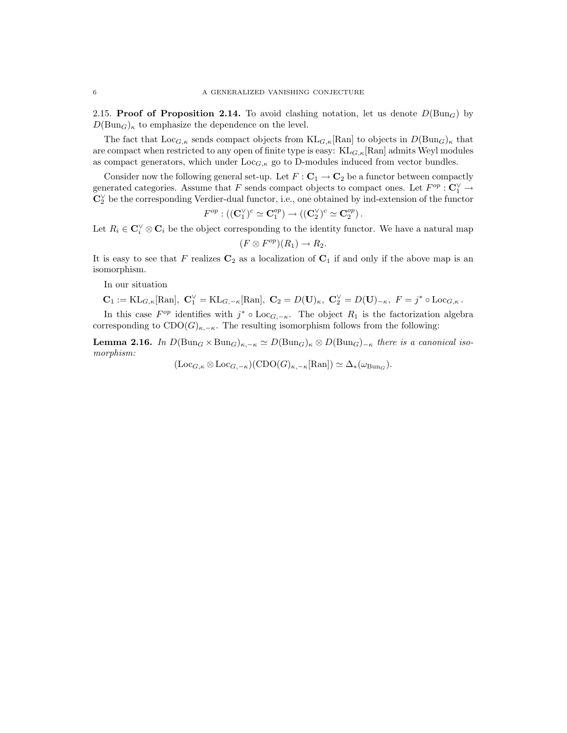2.15. **Proof of Proposition 2.14.** To avoid clashing notation, let us denote $D(\mathrm{Bun}_G)$ by $D(\mathrm{Bun}_G)_\kappa$ to emphasize the dependence on the level.

The fact that $\mathrm{Loc}_{G,\kappa}$ sends compact objects from $\mathrm{KL}_{G,\kappa}[\mathrm{Ran}]$ to objects in $D(\mathrm{Bun}_G)_\kappa$ that are compact when restricted to any open of finite type is easy: $\mathrm{KL}_{G,\kappa}[\mathrm{Ran}]$ admits Weyl modules as compact generators, which under $\mathrm{Loc}_{G,\kappa}$ go to D-modules induced from vector bundles.

Consider now the following general set-up. Let $F : \mathbf{C}_1 \to \mathbf{C}_2$ be a functor between compactly generated categories. Assume that $F$ sends compact objects to compact ones. Let $F^{op} : \mathbf{C}_1^\vee \to \mathbf{C}_2^\vee$ be the corresponding Verdier-dual functor, i.e., one obtained by ind-extension of the functor

$$F^{op} : ((\mathbf{C}_1^\vee)^c \simeq \mathbf{C}_1^{op}) \to ((\mathbf{C}_2^\vee)^c \simeq \mathbf{C}_2^{op}).$$

Let $R_i \in \mathbf{C}_i^\vee \otimes \mathbf{C}_i$ be the object corresponding to the identity functor. We have a natural map

$$(F \otimes F^{op})(R_1) \to R_2.$$

It is easy to see that $F$ realizes $\mathbf{C}_2$ as a localization of $\mathbf{C}_1$ if and only if the above map is an isomorphism.

In our situation

$$\mathbf{C}_1 := \mathrm{KL}_{G,\kappa}[\mathrm{Ran}],\ \mathbf{C}_1^\vee = \mathrm{KL}_{G,-\kappa}[\mathrm{Ran}],\ \mathbf{C}_2 = D(\mathbf{U})_\kappa,\ \mathbf{C}_2^\vee = D(\mathbf{U})_{-\kappa},\ F = j^* \circ \mathrm{Loc}_{G,\kappa}.$$

In this case $F^{op}$ identifies with $j^* \circ \mathrm{Loc}_{G,-\kappa}$. The object $R_1$ is the factorization algebra corresponding to $\mathrm{CDO}(G)_{\kappa,-\kappa}$. The resulting isomorphism follows from the following:

**Lemma 2.16.** *In $D(\mathrm{Bun}_G \times \mathrm{Bun}_G)_{\kappa,-\kappa} \simeq D(\mathrm{Bun}_G)_\kappa \otimes D(\mathrm{Bun}_G)_{-\kappa}$ there is a canonical isomorphism:*

$$(\mathrm{Loc}_{G,\kappa} \otimes \mathrm{Loc}_{G,-\kappa})(\mathrm{CDO}(G)_{\kappa,-\kappa}[\mathrm{Ran}]) \simeq \Delta_*(\omega_{\mathrm{Bun}_G}).$$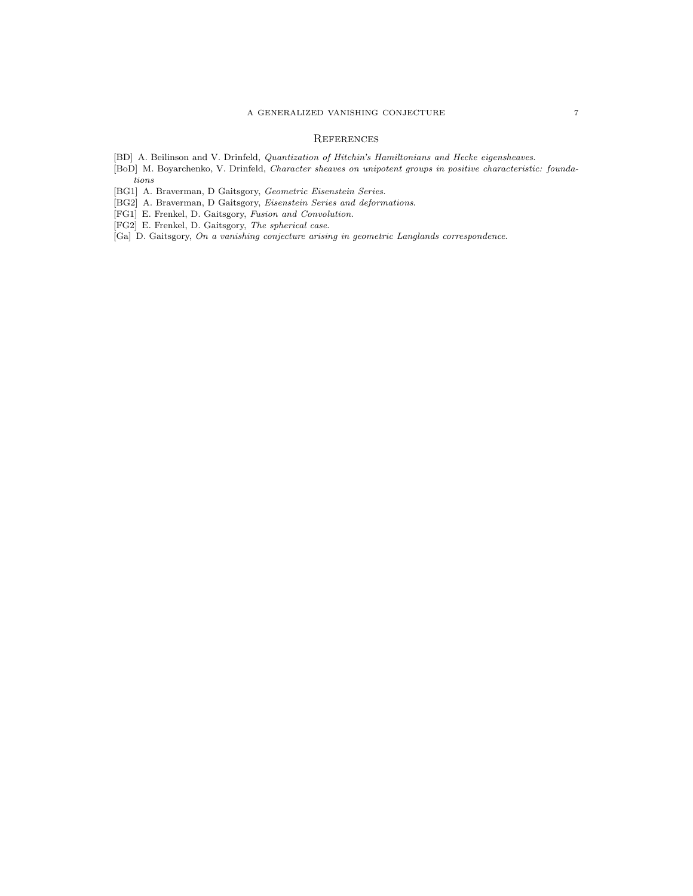## References

[BD] A. Beilinson and V. Drinfeld, *Quantization of Hitchin's Hamiltonians and Hecke eigensheaves*.

[BoD] M. Boyarchenko, V. Drinfeld, *Character sheaves on unipotent groups in positive characteristic: foundations*

[BG1] A. Braverman, D Gaitsgory, *Geometric Eisenstein Series*.

[BG2] A. Braverman, D Gaitsgory, *Eisenstein Series and deformations*.

[FG1] E. Frenkel, D. Gaitsgory, *Fusion and Convolution*.

[FG2] E. Frenkel, D. Gaitsgory, *The spherical case*.

[Ga] D. Gaitsgory, *On a vanishing conjecture arising in geometric Langlands correspondence*.